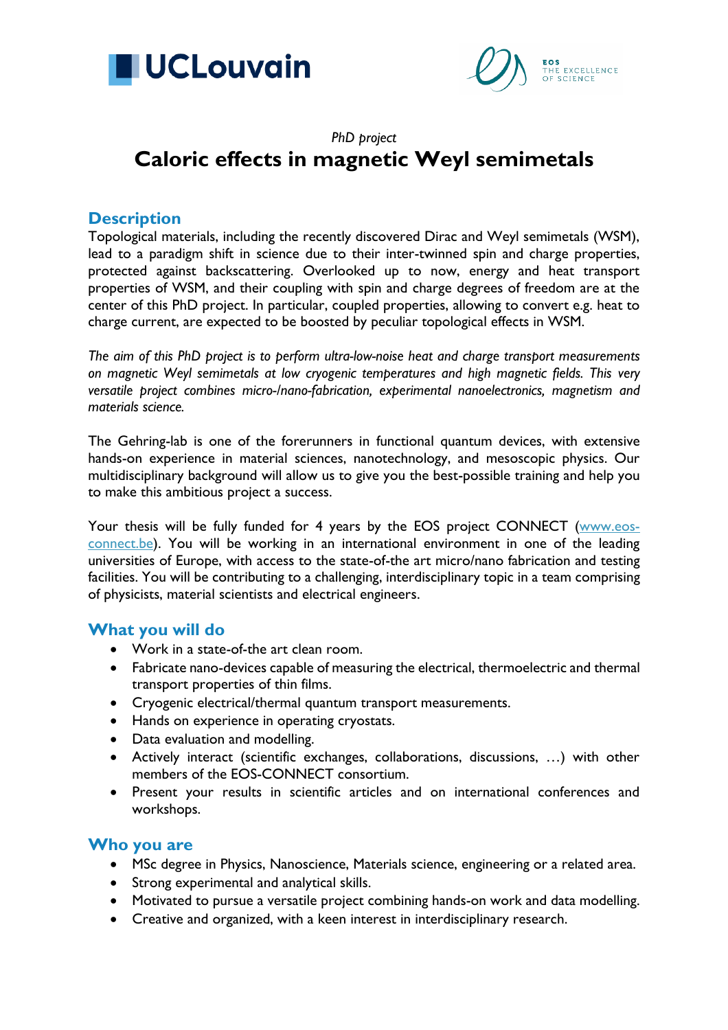*PhD project*

# Caloric effects in magnetic Weyl semimetals

## Description

Topological materials, including the recently discovered Dirac and Weyl semimetals (WSM), lead to a paradigm shift in science due to their inter-twinned spin and charge properties, protected against backscattering. Overlooked up to now, energy and heat transport properties of WSM, and their coupling with spin and charge degrees of freedom are at the center of this PhD project. In particular, coupled properties, allowing to convert e.g. heat to charge current, are expected to be boosted by peculiar topological effects in WSM.

*The aim of this PhD project is to perform ultra-low-noise heat and charge transport measurements on magnetic Weyl semimetals at low cryogenic temperatures and high magnetic fields. This very versatile project combines micro-/nano-fabrication, experimental nanoelectronics, magnetism and materials science.*

The Gehring-lab is one of the forerunners in functional quantum devices, with extensive hands-on experience in material sciences, nanotechnology, and mesoscopic physics. Our multidisciplinary background will allow us to give you the best-possible training and help you to make this ambitious project a success.

Your thesis will be fully funded for 4 years by the EOS project CONNECT ([www.eos-connect.be](http://www.eos-connect.be)). You will be working in an international environment in one of the leading universities of Europe, with access to the state-of-the art micro/nano fabrication and testing facilities. You will be contributing to a challenging, interdisciplinary topic in a team comprising of physicists, material scientists and electrical engineers.

## What you will do

- Work in a state-of-the art clean room.
- Fabricate nano-devices capable of measuring the electrical, thermoelectric and thermal transport properties of thin films.
- Cryogenic electrical/thermal quantum transport measurements.
- Hands on experience in operating cryostats.
- Data evaluation and modelling.
- Actively interact (scientific exchanges, collaborations, discussions, …) with other members of the EOS-CONNECT consortium.
- Present your results in scientific articles and on international conferences and workshops.

## Who you are

- MSc degree in Physics, Nanoscience, Materials science, engineering or a related area.
- Strong experimental and analytical skills.
- Motivated to pursue a versatile project combining hands-on work and data modelling.
- Creative and organized, with a keen interest in interdisciplinary research.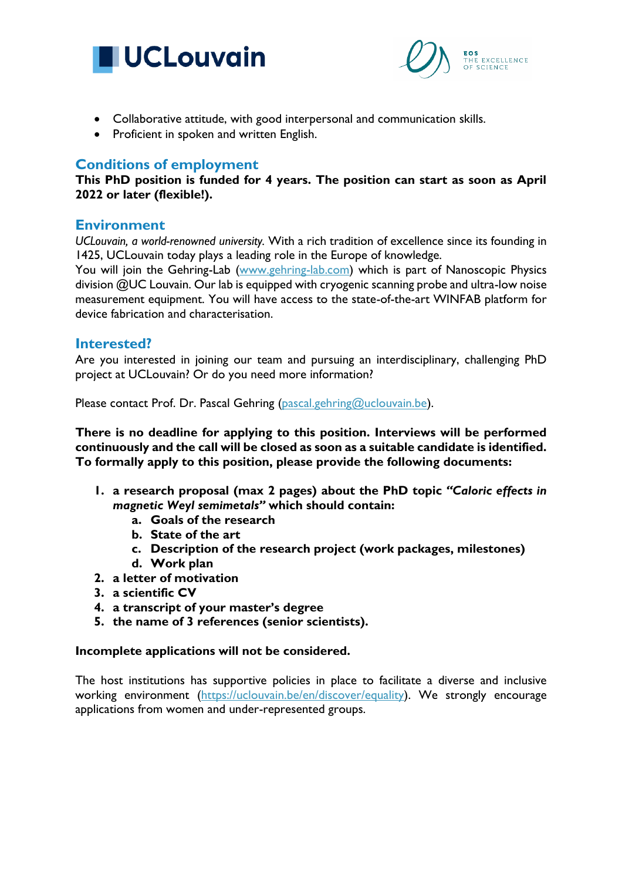- Collaborative attitude, with good interpersonal and communication skills.
- Proficient in spoken and written English.

## Conditions of employment

**This PhD position is funded for 4 years. The position can start as soon as April 2022 or later (flexible!).**

## Environment

*UCLouvain, a world-renowned university.* With a rich tradition of excellence since its founding in 1425, UCLouvain today plays a leading role in the Europe of knowledge.

You will join the Gehring-Lab (www.gehring-lab.com) which is part of Nanoscopic Physics division @UC Louvain. Our lab is equipped with cryogenic scanning probe and ultra-low noise measurement equipment. You will have access to the state-of-the-art WINFAB platform for device fabrication and characterisation.

## Interested?

Are you interested in joining our team and pursuing an interdisciplinary, challenging PhD project at UCLouvain? Or do you need more information?

Please contact Prof. Dr. Pascal Gehring (pascal.gehring@uclouvain.be).

**There is no deadline for applying to this position. Interviews will be performed continuously and the call will be closed as soon as a suitable candidate is identified. To formally apply to this position, please provide the following documents:**

1. **a research proposal (max 2 pages) about the PhD topic *"Caloric effects in magnetic Weyl semimetals"* which should contain:**
   a. **Goals of the research**
   b. **State of the art**
   c. **Description of the research project (work packages, milestones)**
   d. **Work plan**
2. **a letter of motivation**
3. **a scientific CV**
4. **a transcript of your master's degree**
5. **the name of 3 references (senior scientists).**

**Incomplete applications will not be considered.**

The host institutions has supportive policies in place to facilitate a diverse and inclusive working environment (https://uclouvain.be/en/discover/equality). We strongly encourage applications from women and under-represented groups.